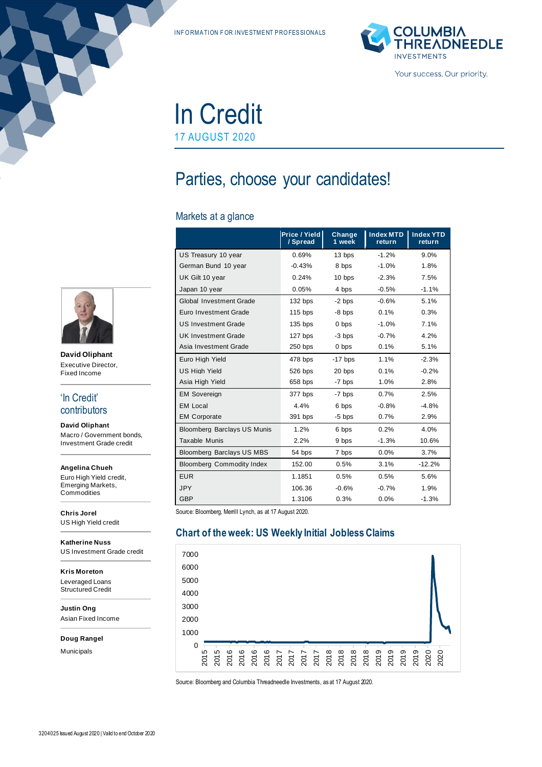INFORMATION FOR INVESTMENT PROFESSIONALS

# In Credit

17 AUGUST 2020

## Parties, choose your candidates!

### Markets at a glance

| | Price / Yield / Spread | Change 1 week | Index MTD return | Index YTD return |
|---|---|---|---|---|
| US Treasury 10 year | 0.69% | 13 bps | -1.2% | 9.0% |
| German Bund 10 year | -0.43% | 8 bps | -1.0% | 1.8% |
| UK Gilt 10 year | 0.24% | 10 bps | -2.3% | 7.5% |
| Japan 10 year | 0.05% | 4 bps | -0.5% | -1.1% |
| Global Investment Grade | 132 bps | -2 bps | -0.6% | 5.1% |
| Euro Investment Grade | 115 bps | -8 bps | 0.1% | 0.3% |
| US Investment Grade | 135 bps | 0 bps | -1.0% | 7.1% |
| UK Investment Grade | 127 bps | -3 bps | -0.7% | 4.2% |
| Asia Investment Grade | 250 bps | 0 bps | 0.1% | 5.1% |
| Euro High Yield | 478 bps | -17 bps | 1.1% | -2.3% |
| US High Yield | 526 bps | 20 bps | 0.1% | -0.2% |
| Asia High Yield | 658 bps | -7 bps | 1.0% | 2.8% |
| EM Sovereign | 377 bps | -7 bps | 0.7% | 2.5% |
| EM Local | 4.4% | 6 bps | -0.8% | -4.8% |
| EM Corporate | 391 bps | -5 bps | 0.7% | 2.9% |
| Bloomberg Barclays US Munis | 1.2% | 6 bps | 0.2% | 4.0% |
| Taxable Munis | 2.2% | 9 bps | -1.3% | 10.6% |
| Bloomberg Barclays US MBS | 54 bps | 7 bps | 0.0% | 3.7% |
| Bloomberg Commodity Index | 152.00 | 0.5% | 3.1% | -12.2% |
| EUR | 1.1851 | 0.5% | 0.5% | 5.6% |
| JPY | 106.36 | -0.6% | -0.7% | 1.9% |
| GBP | 1.3106 | 0.3% | 0.0% | -1.3% |

Source: Bloomberg, Merrill Lynch, as at 17 August 2020.

### Chart of the week: US Weekly Initial Jobless Claims

Source: Bloomberg and Columbia Threadneedle Investments, as at 17 August 2020.

**David Oliphant**
Executive Director,
Fixed Income

### 'In Credit' contributors

**David Oliphant**
Macro / Government bonds,
Investment Grade credit

**Angelina Chueh**
Euro High Yield credit,
Emerging Markets,
Commodities

**Chris Jorel**
US High Yield credit

**Katherine Nuss**
US Investment Grade credit

**Kris Moreton**
Leveraged Loans
Structured Credit

**Justin Ong**
Asian Fixed Income

**Doug Rangel**
Municipals

3204025 Issued August 2020 | Valid to end October 2020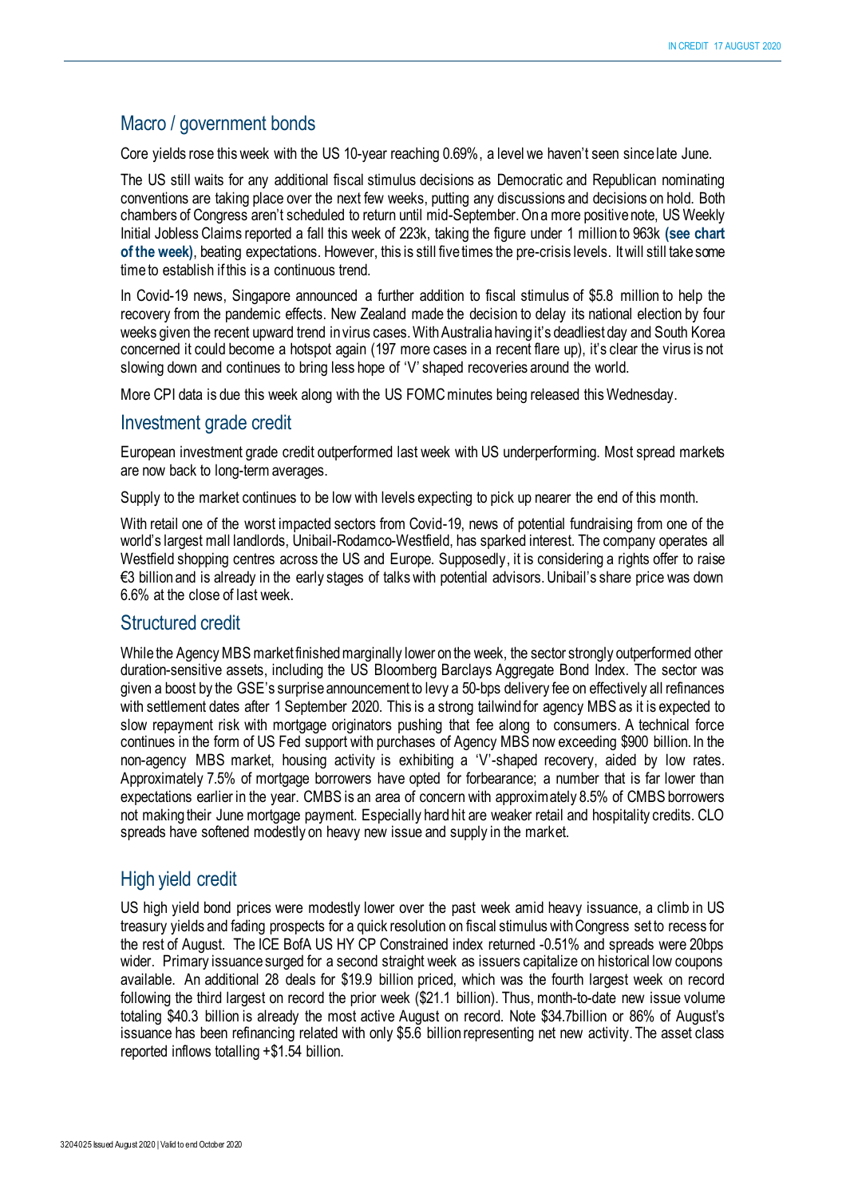## Macro / government bonds

Core yields rose this week with the US 10-year reaching 0.69%, a level we haven't seen since late June.

The US still waits for any additional fiscal stimulus decisions as Democratic and Republican nominating conventions are taking place over the next few weeks, putting any discussions and decisions on hold. Both chambers of Congress aren't scheduled to return until mid-September. On a more positive note, US Weekly Initial Jobless Claims reported a fall this week of 223k, taking the figure under 1 million to 963k **(see chart of the week)**, beating expectations. However, this is still five times the pre-crisis levels. It will still take some time to establish if this is a continuous trend.

In Covid-19 news, Singapore announced a further addition to fiscal stimulus of $5.8 million to help the recovery from the pandemic effects. New Zealand made the decision to delay its national election by four weeks given the recent upward trend in virus cases. With Australia having it's deadliest day and South Korea concerned it could become a hotspot again (197 more cases in a recent flare up), it's clear the virus is not slowing down and continues to bring less hope of 'V' shaped recoveries around the world.

More CPI data is due this week along with the US FOMC minutes being released this Wednesday.

## Investment grade credit

European investment grade credit outperformed last week with US underperforming. Most spread markets are now back to long-term averages.

Supply to the market continues to be low with levels expecting to pick up nearer the end of this month.

With retail one of the worst impacted sectors from Covid-19, news of potential fundraising from one of the world's largest mall landlords, Unibail-Rodamco-Westfield, has sparked interest. The company operates all Westfield shopping centres across the US and Europe. Supposedly, it is considering a rights offer to raise €3 billion and is already in the early stages of talks with potential advisors. Unibail's share price was down 6.6% at the close of last week.

## Structured credit

While the Agency MBS market finished marginally lower on the week, the sector strongly outperformed other duration-sensitive assets, including the US Bloomberg Barclays Aggregate Bond Index. The sector was given a boost by the GSE's surprise announcement to levy a 50-bps delivery fee on effectively all refinances with settlement dates after 1 September 2020. This is a strong tailwind for agency MBS as it is expected to slow repayment risk with mortgage originators pushing that fee along to consumers. A technical force continues in the form of US Fed support with purchases of Agency MBS now exceeding $900 billion. In the non-agency MBS market, housing activity is exhibiting a 'V'-shaped recovery, aided by low rates. Approximately 7.5% of mortgage borrowers have opted for forbearance; a number that is far lower than expectations earlier in the year. CMBS is an area of concern with approximately 8.5% of CMBS borrowers not making their June mortgage payment. Especially hard hit are weaker retail and hospitality credits. CLO spreads have softened modestly on heavy new issue and supply in the market.

## High yield credit

US high yield bond prices were modestly lower over the past week amid heavy issuance, a climb in US treasury yields and fading prospects for a quick resolution on fiscal stimulus with Congress set to recess for the rest of August. The ICE BofA US HY CP Constrained index returned -0.51% and spreads were 20bps wider. Primary issuance surged for a second straight week as issuers capitalize on historical low coupons available. An additional 28 deals for $19.9 billion priced, which was the fourth largest week on record following the third largest on record the prior week ($21.1 billion). Thus, month-to-date new issue volume totaling $40.3 billion is already the most active August on record. Note $34.7billion or 86% of August's issuance has been refinancing related with only $5.6 billion representing net new activity. The asset class reported inflows totalling +$1.54 billion.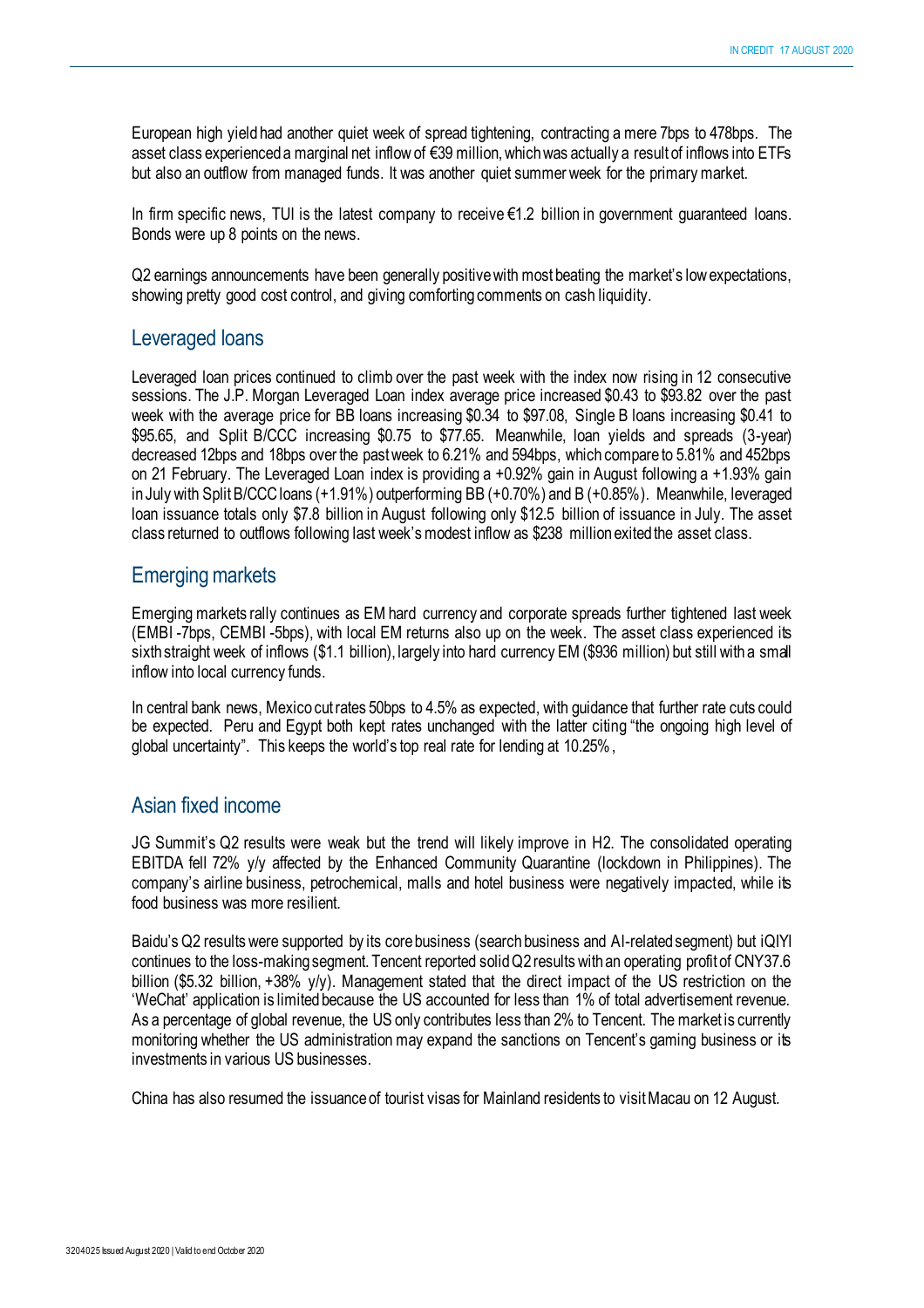European high yield had another quiet week of spread tightening, contracting a mere 7bps to 478bps. The asset class experienced a marginal net inflow of €39 million, which was actually a result of inflows into ETFs but also an outflow from managed funds. It was another quiet summer week for the primary market.

In firm specific news, TUI is the latest company to receive €1.2 billion in government guaranteed loans. Bonds were up 8 points on the news.

Q2 earnings announcements have been generally positive with most beating the market's low expectations, showing pretty good cost control, and giving comforting comments on cash liquidity.

## Leveraged loans

Leveraged loan prices continued to climb over the past week with the index now rising in 12 consecutive sessions. The J.P. Morgan Leveraged Loan index average price increased $0.43 to $93.82 over the past week with the average price for BB loans increasing $0.34 to $97.08, Single B loans increasing $0.41 to $95.65, and Split B/CCC increasing $0.75 to $77.65. Meanwhile, loan yields and spreads (3-year) decreased 12bps and 18bps over the past week to 6.21% and 594bps, which compare to 5.81% and 452bps on 21 February. The Leveraged Loan index is providing a +0.92% gain in August following a +1.93% gain in July with Split B/CCC loans (+1.91%) outperforming BB (+0.70%) and B (+0.85%). Meanwhile, leveraged loan issuance totals only $7.8 billion in August following only $12.5 billion of issuance in July. The asset class returned to outflows following last week's modest inflow as $238 million exited the asset class.

## Emerging markets

Emerging markets rally continues as EM hard currency and corporate spreads further tightened last week (EMBI -7bps, CEMBI -5bps), with local EM returns also up on the week. The asset class experienced its sixth straight week of inflows ($1.1 billion), largely into hard currency EM ($936 million) but still with a small inflow into local currency funds.

In central bank news, Mexico cut rates 50bps to 4.5% as expected, with guidance that further rate cuts could be expected. Peru and Egypt both kept rates unchanged with the latter citing "the ongoing high level of global uncertainty". This keeps the world's top real rate for lending at 10.25%,

## Asian fixed income

JG Summit's Q2 results were weak but the trend will likely improve in H2. The consolidated operating EBITDA fell 72% y/y affected by the Enhanced Community Quarantine (lockdown in Philippines). The company's airline business, petrochemical, malls and hotel business were negatively impacted, while its food business was more resilient.

Baidu's Q2 results were supported by its core business (search business and AI-related segment) but iQIYI continues to the loss-making segment. Tencent reported solid Q2 results with an operating profit of CNY37.6 billion ($5.32 billion, +38% y/y). Management stated that the direct impact of the US restriction on the 'WeChat' application is limited because the US accounted for less than 1% of total advertisement revenue. As a percentage of global revenue, the US only contributes less than 2% to Tencent. The market is currently monitoring whether the US administration may expand the sanctions on Tencent's gaming business or its investments in various US businesses.

China has also resumed the issuance of tourist visas for Mainland residents to visit Macau on 12 August.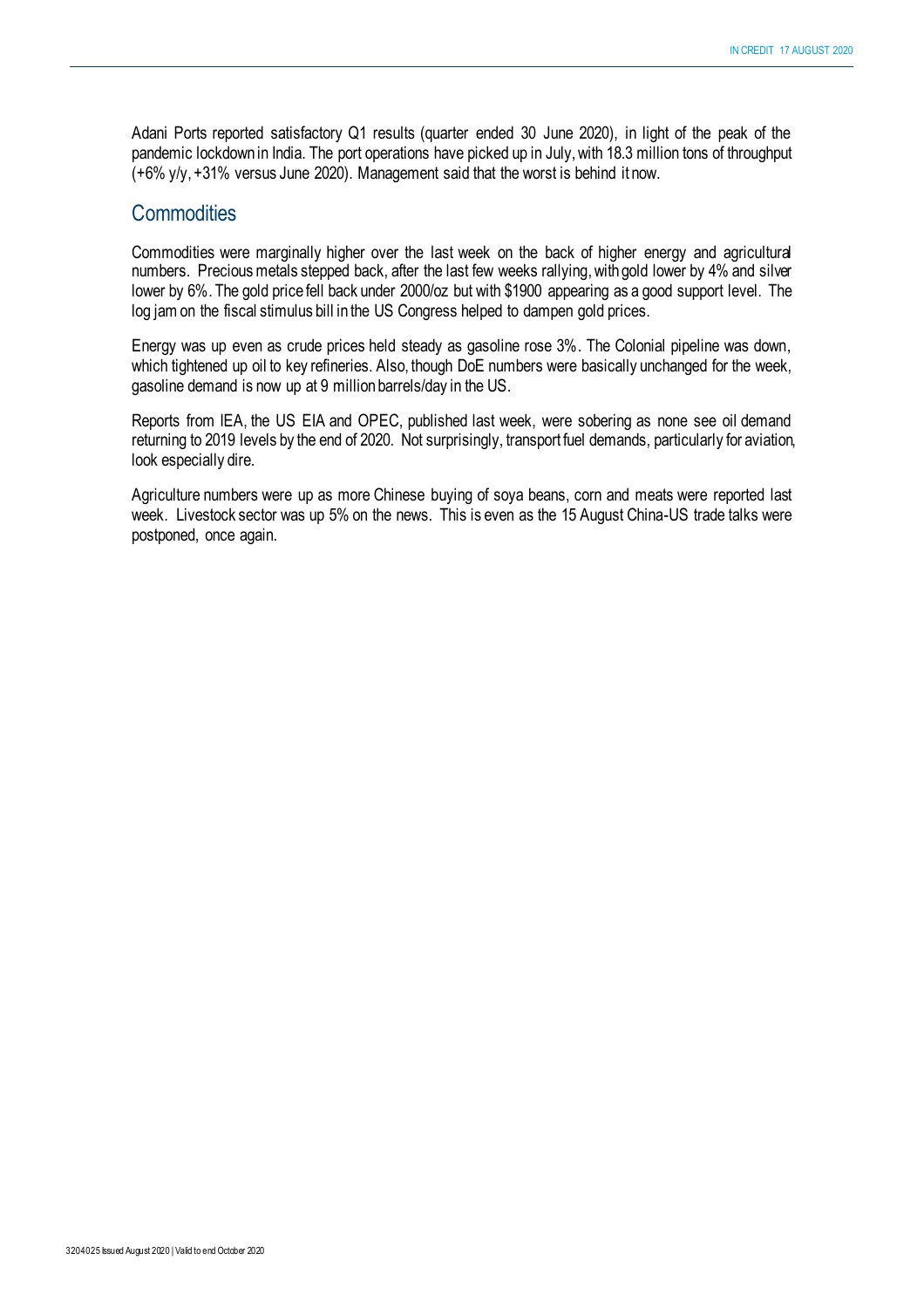Adani Ports reported satisfactory Q1 results (quarter ended 30 June 2020), in light of the peak of the pandemic lockdown in India. The port operations have picked up in July, with 18.3 million tons of throughput (+6% y/y, +31% versus June 2020). Management said that the worst is behind it now.

## Commodities

Commodities were marginally higher over the last week on the back of higher energy and agricultural numbers. Precious metals stepped back, after the last few weeks rallying, with gold lower by 4% and silver lower by 6%. The gold price fell back under 2000/oz but with $1900 appearing as a good support level. The log jam on the fiscal stimulus bill in the US Congress helped to dampen gold prices.

Energy was up even as crude prices held steady as gasoline rose 3%. The Colonial pipeline was down, which tightened up oil to key refineries. Also, though DoE numbers were basically unchanged for the week, gasoline demand is now up at 9 million barrels/day in the US.

Reports from IEA, the US EIA and OPEC, published last week, were sobering as none see oil demand returning to 2019 levels by the end of 2020. Not surprisingly, transport fuel demands, particularly for aviation, look especially dire.

Agriculture numbers were up as more Chinese buying of soya beans, corn and meats were reported last week. Livestock sector was up 5% on the news. This is even as the 15 August China-US trade talks were postponed, once again.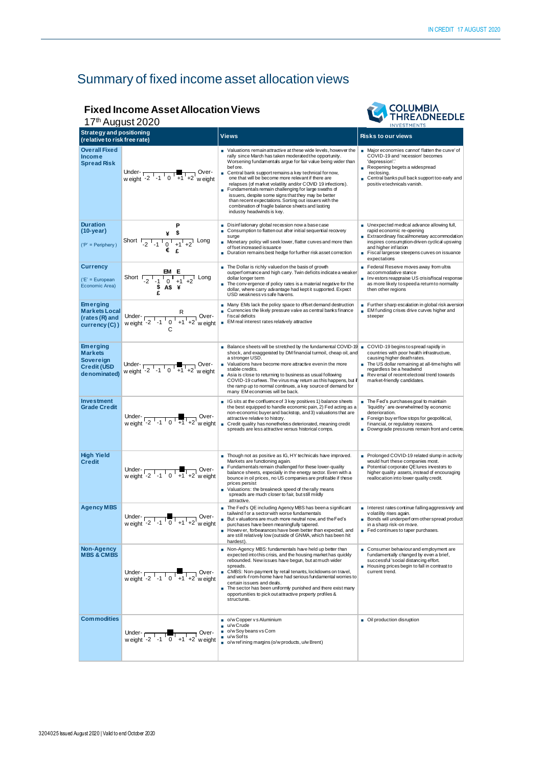# Summary of fixed income asset allocation views

## Fixed Income Asset Allocation Views

17th August 2020

| Strategy and positioning (relative to risk free rate) | | Views | Risks to our views |
|---|---|---|---|
| **Overall Fixed Income Spread Risk** | Under-weight -2 -1 0 +1 +2 Over-weight (position: +1) | ■ Valuations remain attractive at these wide levels, however the rally since March has taken moderated the opportunity. Worsening fundamentals argue for fair value being wider than before.<br>■ Central bank support remains a key technical for now, one that will be become more relevant if there are relapses (of market volatility and/or COVID 19 infections).<br>■ Fundamentals remain challenging for large swaths of issuers, despite some signs that they may be better than recent expectations. Sorting out issuers with the combination of fragile balance sheets and lasting industry headwinds is key. | ■ Major economies cannot flatten the curve' of COVID-19 and 'recession' becomes 'depression'.'<br>■ Reopening begets a widespread reclosing.<br>■ Central banks pull back support too early and positive technicals vanish. |
| **Duration (10-year)**<br>('P' = Periphery) | Short -2 -1 0 +1 +2 Long (P, $, ¥ at +1; € , £ at +1) | ■ Disinflationary global recession now a base case<br>■ Consumption to flatten out after initial sequential recovery surge<br>■ Monetary policy will seek lower, flatter curves and more than offset increased issuance<br>■ Duration remains best hedge for further risk asset correction | ■ Unexpected medical advance allowing full, rapid economic re-opening<br>■ Extraordinary fiscal/monetary accommodation inspires consumption-driven cyclical upswing and higher inflation<br>■ Fiscal largesse steepens curves on issuance expectations |
| **Currency**<br>('E' = European Economic Area) | Short -2 -1 0 +1 +2 Long (EM, E at 0/+1; $, A$, ¥, £ at 0) | ■ The Dollar is richly valued on the basis of growth outperformance and high carry. Twin deficits indicate a weaker dollar longer term<br>■ The convergence of policy rates is a material negative for the dollar, where carry advantage had kept it supported. Expect USD weakness vs safe havens. | ■ Federal Reserve moves away from ultra accommodative stance<br>■ Investors reappraise US crisis/fiscal response as more likely to speed a return to normality then other regions |
| **Emerging Markets Local (rates (R) and currency (C))** | Under-weight -2 -1 0 +1 +2 Over-weight (R at +1; C at 0) | ■ Many EMs lack the policy space to offset demand destruction<br>■ Currencies the likely pressure valve as central banks finance fiscal deficits<br>■ EM real interest rates relatively attractive | ■ Further sharp escalation in global risk aversion<br>■ EM funding crises drive curves higher and steeper |
| **Emerging Markets Sovereign Credit (USD denominated)** | Under-weight -2 -1 0 +1 +2 Over-weight (position: +1) | ■ Balance sheets will be stretched by the fundamental COVID-19 shock, and exaggerated by DM financial turmoil, cheap oil, and a stronger USD.<br>■ Valuations have become more attractive even in the more stable credits.<br>■ Asia is close to returning to business as usual following COVID-19 curfews. The virus may return as this happens, but if the ramp up to normal continues, a key source of demand for many EM economies will be back. | ■ COVID-19 begins to spread rapidly in countries with poor health infrastructure, causing higher death rates.<br>■ The US dollar remaining at all-time highs will regardless be a headwind<br>■ Reversal of recent electoral trend towards market-friendly candidates. |
| **Investment Grade Credit** | Under-weight -2 -1 0 +1 +2 Over-weight (position: +1) | ■ IG sits at the confluence of 3 key positives 1) balance sheets the best equipped to handle economic pain, 2) Fed acting as a non-economic buyer and backstop, and 3) valuations that are attractive relative to history.<br>■ Credit quality has nonetheless deteriorated, meaning credit spreads are less attractive versus historical comps. | ■ The Fed's purchases goal to maintain 'liquidity' are overwhelmed by economic deterioration.<br>■ Foreign buyer flow stops for geopolitical, financial, or regulatory reasons.<br>■ Downgrade pressures remain front and centre. |
| **High Yield Credit** | Under-weight -2 -1 0 +1 +2 Over-weight (position: +1) | ■ Though not as positive as IG, HY technicals have improved. Markets are functioning again.<br>■ Fundamentals remain challenged for these lower-quality balance sheets, especially in the energy sector. Even with a bounce in oil prices, no US companies are profitable if these prices persist<br>■ Valuations: the breakneck speed of the rally means spreads are much closer to fair, but still mildly attractive. | ■ Prolonged COVID-19 related slump in activity would hurt these companies most.<br>■ Potential corporate QE lures investors to higher quality assets, instead of encouraging reallocation into lower quality credit. |
| **Agency MBS** | Under-weight -2 -1 0 +1 +2 Over-weight (position: -1) | ■ The Fed's QE including Agency MBS has been a significant tailwind for a sector with worse fundamentals<br>■ But valuations are much more neutral now, and the Fed's purchases have been meaningfully tapered.<br>■ However, forbearances have been better than expected, and are still relatively low (outside of GNMA, which has been hit hardest). | ■ Interest rates continue falling aggressively and volatility rises again.<br>■ Bonds will underperform other spread product in a sharp risk-on move.<br>■ Fed continues to taper purchases. |
| **Non-Agency MBS & CMBS** | Under-weight -2 -1 0 +1 +2 Over-weight (position: +1) | ■ Non-Agency MBS: fundamentals have held up better than expected into this crisis, and the housing market has quickly rebounded. New issues have begun, but at much wider spreads.<br>■ CMBS: Non-payment by retail tenants, lockdowns on travel, and work-from-home have had serious fundamental worries to certain issuers and deals.<br>■ The sector has been uniformly punished and there exist many opportunities to pick out attractive property profiles & structures. | ■ Consumer behaviour and employment are fundamentally changed by even a brief, successful 'social distancing effort.<br>■ Housing prices begin to fall in contrast to current trend. |
| **Commodities** | Under-weight -2 -1 0 +1 +2 Over-weight (position: 0) | ■ o/w Copper vs Aluminium<br>■ u/w Crude<br>■ o/w Soy beans vs Corn<br>■ u/w Softs<br>■ o/w refining margins (o/w products, u/w Brent) | ■ Oil production disruption |

3204025 Issued August 2020 | Valid to end October 2020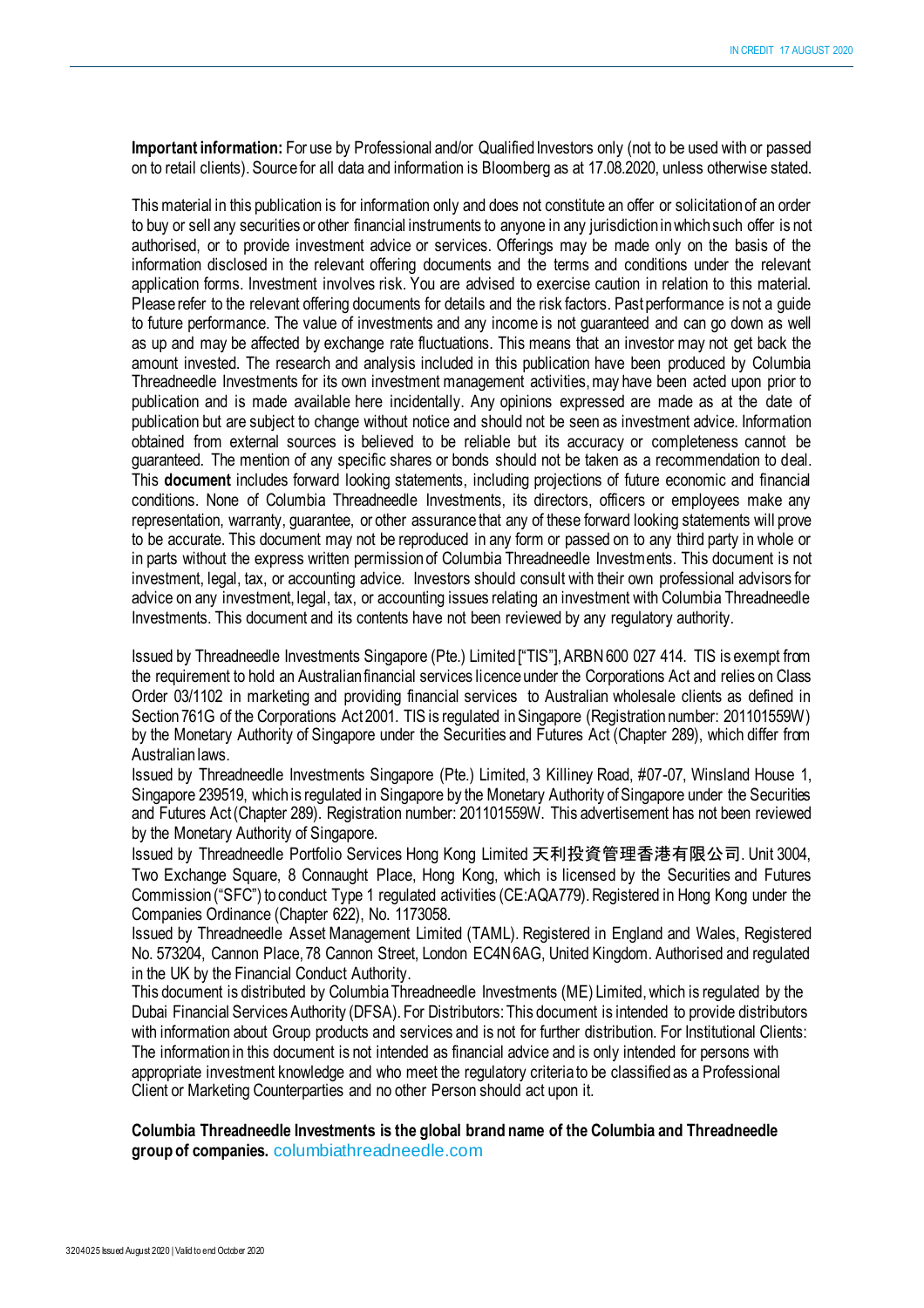**Important information:** For use by Professional and/or Qualified Investors only (not to be used with or passed on to retail clients). Source for all data and information is Bloomberg as at 17.08.2020, unless otherwise stated.

This material in this publication is for information only and does not constitute an offer or solicitation of an order to buy or sell any securities or other financial instruments to anyone in any jurisdiction in which such offer is not authorised, or to provide investment advice or services. Offerings may be made only on the basis of the information disclosed in the relevant offering documents and the terms and conditions under the relevant application forms. Investment involves risk. You are advised to exercise caution in relation to this material. Please refer to the relevant offering documents for details and the risk factors. Past performance is not a guide to future performance. The value of investments and any income is not guaranteed and can go down as well as up and may be affected by exchange rate fluctuations. This means that an investor may not get back the amount invested. The research and analysis included in this publication have been produced by Columbia Threadneedle Investments for its own investment management activities, may have been acted upon prior to publication and is made available here incidentally. Any opinions expressed are made as at the date of publication but are subject to change without notice and should not be seen as investment advice. Information obtained from external sources is believed to be reliable but its accuracy or completeness cannot be guaranteed. The mention of any specific shares or bonds should not be taken as a recommendation to deal. This **document** includes forward looking statements, including projections of future economic and financial conditions. None of Columbia Threadneedle Investments, its directors, officers or employees make any representation, warranty, guarantee, or other assurance that any of these forward looking statements will prove to be accurate. This document may not be reproduced in any form or passed on to any third party in whole or in parts without the express written permission of Columbia Threadneedle Investments. This document is not investment, legal, tax, or accounting advice. Investors should consult with their own professional advisors for advice on any investment, legal, tax, or accounting issues relating an investment with Columbia Threadneedle Investments. This document and its contents have not been reviewed by any regulatory authority.

Issued by Threadneedle Investments Singapore (Pte.) Limited ["TIS"], ARBN 600 027 414. TIS is exempt from the requirement to hold an Australian financial services licence under the Corporations Act and relies on Class Order 03/1102 in marketing and providing financial services to Australian wholesale clients as defined in Section 761G of the Corporations Act 2001. TIS is regulated in Singapore (Registration number: 201101559W) by the Monetary Authority of Singapore under the Securities and Futures Act (Chapter 289), which differ from Australian laws.

Issued by Threadneedle Investments Singapore (Pte.) Limited, 3 Killiney Road, #07-07, Winsland House 1, Singapore 239519, which is regulated in Singapore by the Monetary Authority of Singapore under the Securities and Futures Act (Chapter 289). Registration number: 201101559W. This advertisement has not been reviewed by the Monetary Authority of Singapore.

Issued by Threadneedle Portfolio Services Hong Kong Limited 天利投資管理香港有限公司. Unit 3004, Two Exchange Square, 8 Connaught Place, Hong Kong, which is licensed by the Securities and Futures Commission ("SFC") to conduct Type 1 regulated activities (CE:AQA779). Registered in Hong Kong under the Companies Ordinance (Chapter 622), No. 1173058.

Issued by Threadneedle Asset Management Limited (TAML). Registered in England and Wales, Registered No. 573204, Cannon Place, 78 Cannon Street, London EC4N 6AG, United Kingdom. Authorised and regulated in the UK by the Financial Conduct Authority.

This document is distributed by Columbia Threadneedle Investments (ME) Limited, which is regulated by the Dubai Financial Services Authority (DFSA). For Distributors: This document is intended to provide distributors with information about Group products and services and is not for further distribution. For Institutional Clients: The information in this document is not intended as financial advice and is only intended for persons with appropriate investment knowledge and who meet the regulatory criteria to be classified as a Professional Client or Marketing Counterparties and no other Person should act upon it.

**Columbia Threadneedle Investments is the global brand name of the Columbia and Threadneedle group of companies.** columbiathreadneedle.com

3204025 Issued August 2020 | Valid to end October 2020